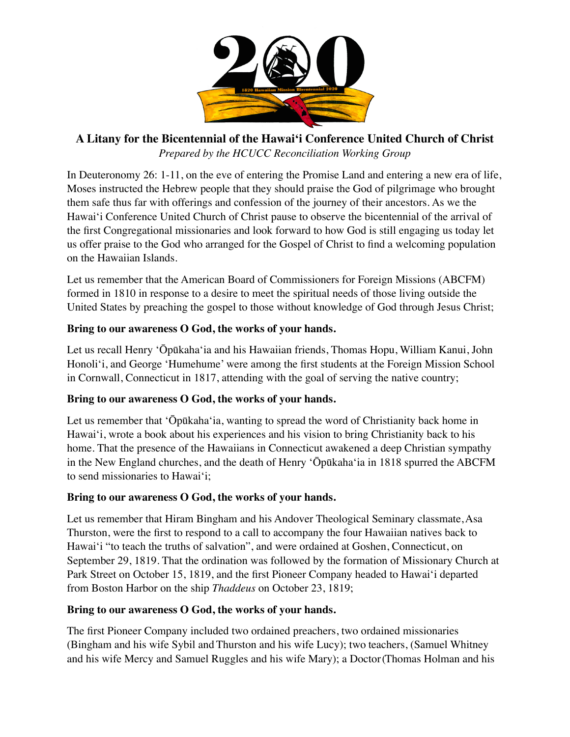**A Litany for the Bicentennial of the Hawai'i Conference United Church of Christ**

*Prepared by the HCUCC Reconciliation Working Group*

In Deuteronomy 26: 1-11, on the eve of entering the Promise Land and entering a new era of life, Moses instructed the Hebrew people that they should praise the God of pilgrimage who brought them safe thus far with offerings and confession of the journey of their ancestors. As we the Hawai'i Conference United Church of Christ pause to observe the bicentennial of the arrival of the first Congregational missionaries and look forward to how God is still engaging us today let us offer praise to the God who arranged for the Gospel of Christ to find a welcoming population on the Hawaiian Islands.

Let us remember that the American Board of Commissioners for Foreign Missions (ABCFM) formed in 1810 in response to a desire to meet the spiritual needs of those living outside the United States by preaching the gospel to those without knowledge of God through Jesus Christ;

**Bring to our awareness O God, the works of your hands.**

Let us recall Henry 'Ōpūkaha'ia and his Hawaiian friends, Thomas Hopu, William Kanui, John Honoli'i, and George 'Humehume' were among the first students at the Foreign Mission School in Cornwall, Connecticut in 1817, attending with the goal of serving the native country;

**Bring to our awareness O God, the works of your hands.**

Let us remember that 'Ōpūkaha'ia, wanting to spread the word of Christianity back home in Hawai'i, wrote a book about his experiences and his vision to bring Christianity back to his home. That the presence of the Hawaiians in Connecticut awakened a deep Christian sympathy in the New England churches, and the death of Henry 'Ōpūkaha'ia in 1818 spurred the ABCFM to send missionaries to Hawai'i;

**Bring to our awareness O God, the works of your hands.**

Let us remember that Hiram Bingham and his Andover Theological Seminary classmate, Asa Thurston, were the first to respond to a call to accompany the four Hawaiian natives back to Hawai'i "to teach the truths of salvation", and were ordained at Goshen, Connecticut, on September 29, 1819. That the ordination was followed by the formation of Missionary Church at Park Street on October 15, 1819, and the first Pioneer Company headed to Hawai'i departed from Boston Harbor on the ship *Thaddeus* on October 23, 1819;

**Bring to our awareness O God, the works of your hands.**

The first Pioneer Company included two ordained preachers, two ordained missionaries (Bingham and his wife Sybil and Thurston and his wife Lucy); two teachers, (Samuel Whitney and his wife Mercy and Samuel Ruggles and his wife Mary); a Doctor (Thomas Holman and his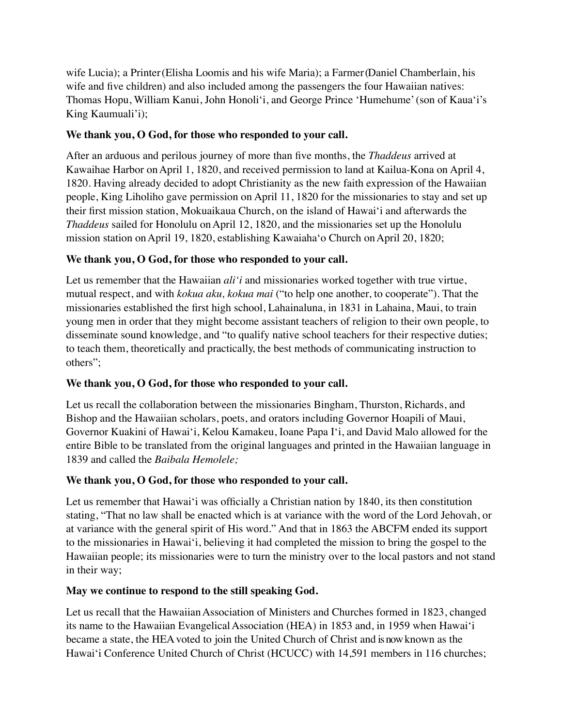wife Lucia); a Printer (Elisha Loomis and his wife Maria); a Farmer (Daniel Chamberlain, his wife and five children) and also included among the passengers the four Hawaiian natives: Thomas Hopu, William Kanui, John Honoliʻi, and George Prince ʻHumehumeʼ (son of Kauaʻi's King Kaumualiʻi);

**We thank you, O God, for those who responded to your call.**

After an arduous and perilous journey of more than five months, the *Thaddeus* arrived at Kawaihae Harbor on April 1, 1820, and received permission to land at Kailua-Kona on April 4, 1820. Having already decided to adopt Christianity as the new faith expression of the Hawaiian people, King Liholiho gave permission on April 11, 1820 for the missionaries to stay and set up their first mission station, Mokuaikaua Church, on the island of Hawaiʻi and afterwards the *Thaddeus* sailed for Honolulu on April 12, 1820, and the missionaries set up the Honolulu mission station on April 19, 1820, establishing Kawaiahaʻo Church on April 20, 1820;

**We thank you, O God, for those who responded to your call.**

Let us remember that the Hawaiian *aliʻi* and missionaries worked together with true virtue, mutual respect, and with *kokua aku, kokua mai* ("to help one another, to cooperate"). That the missionaries established the first high school, Lahainaluna, in 1831 in Lahaina, Maui, to train young men in order that they might become assistant teachers of religion to their own people, to disseminate sound knowledge, and "to qualify native school teachers for their respective duties; to teach them, theoretically and practically, the best methods of communicating instruction to others";

**We thank you, O God, for those who responded to your call.**

Let us recall the collaboration between the missionaries Bingham, Thurston, Richards, and Bishop and the Hawaiian scholars, poets, and orators including Governor Hoapili of Maui, Governor Kuakini of Hawaiʻi, Kelou Kamakeu, Ioane Papa Iʻi, and David Malo allowed for the entire Bible to be translated from the original languages and printed in the Hawaiian language in 1839 and called the *Baibala Hemolele;*

**We thank you, O God, for those who responded to your call.**

Let us remember that Hawaiʻi was officially a Christian nation by 1840, its then constitution stating, "That no law shall be enacted which is at variance with the word of the Lord Jehovah, or at variance with the general spirit of His word." And that in 1863 the ABCFM ended its support to the missionaries in Hawaiʻi, believing it had completed the mission to bring the gospel to the Hawaiian people; its missionaries were to turn the ministry over to the local pastors and not stand in their way;

**May we continue to respond to the still speaking God.**

Let us recall that the Hawaiian Association of Ministers and Churches formed in 1823, changed its name to the Hawaiian Evangelical Association (HEA) in 1853 and, in 1959 when Hawaiʻi became a state, the HEA voted to join the United Church of Christ and is now known as the Hawaiʻi Conference United Church of Christ (HCUCC) with 14,591 members in 116 churches;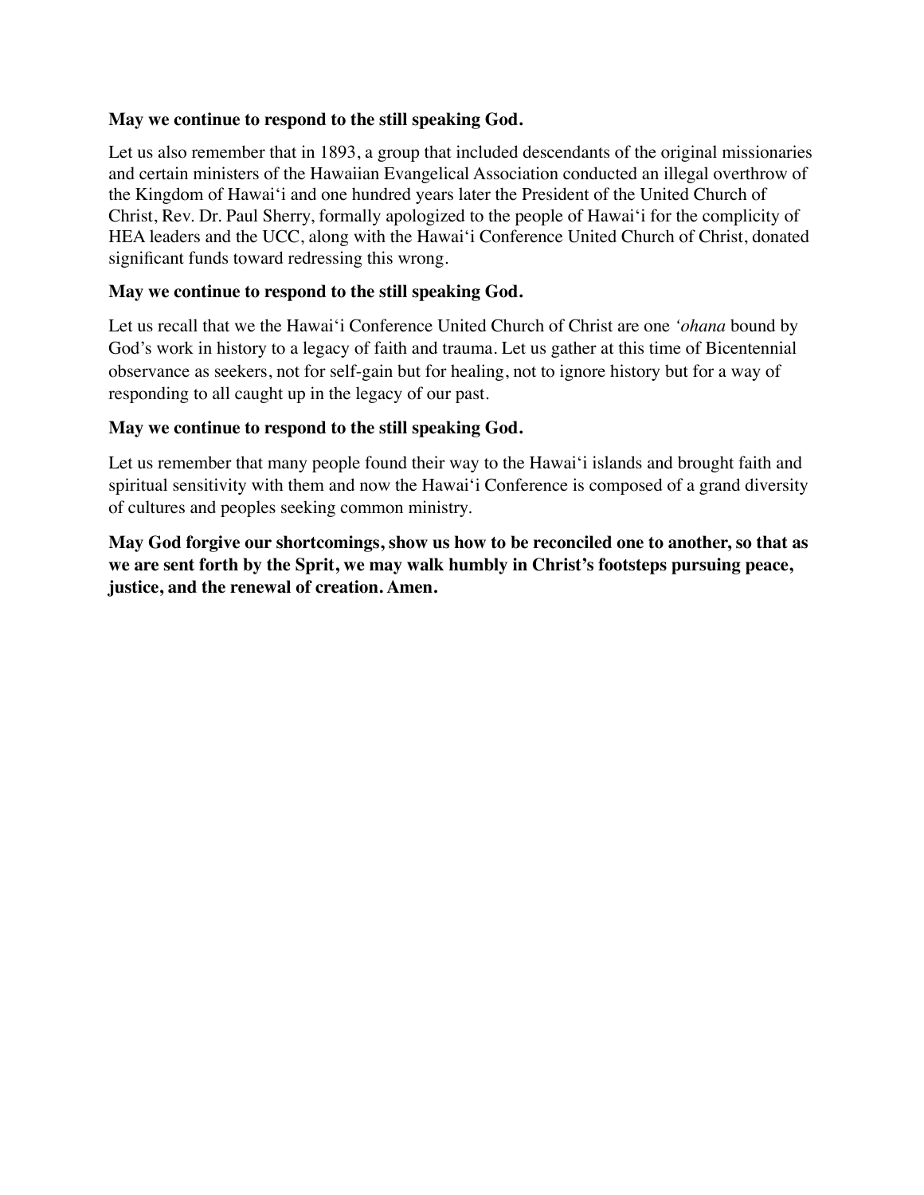**May we continue to respond to the still speaking God.**

Let us also remember that in 1893, a group that included descendants of the original missionaries and certain ministers of the Hawaiian Evangelical Association conducted an illegal overthrow of the Kingdom of Hawaiʻi and one hundred years later the President of the United Church of Christ, Rev. Dr. Paul Sherry, formally apologized to the people of Hawaiʻi for the complicity of HEA leaders and the UCC, along with the Hawaiʻi Conference United Church of Christ, donated significant funds toward redressing this wrong.

**May we continue to respond to the still speaking God.**

Let us recall that we the Hawaiʻi Conference United Church of Christ are one *ʻohana* bound by God's work in history to a legacy of faith and trauma. Let us gather at this time of Bicentennial observance as seekers, not for self-gain but for healing, not to ignore history but for a way of responding to all caught up in the legacy of our past.

**May we continue to respond to the still speaking God.**

Let us remember that many people found their way to the Hawaiʻi islands and brought faith and spiritual sensitivity with them and now the Hawaiʻi Conference is composed of a grand diversity of cultures and peoples seeking common ministry.

**May God forgive our shortcomings, show us how to be reconciled one to another, so that as we are sent forth by the Sprit, we may walk humbly in Christ's footsteps pursuing peace, justice, and the renewal of creation. Amen.**